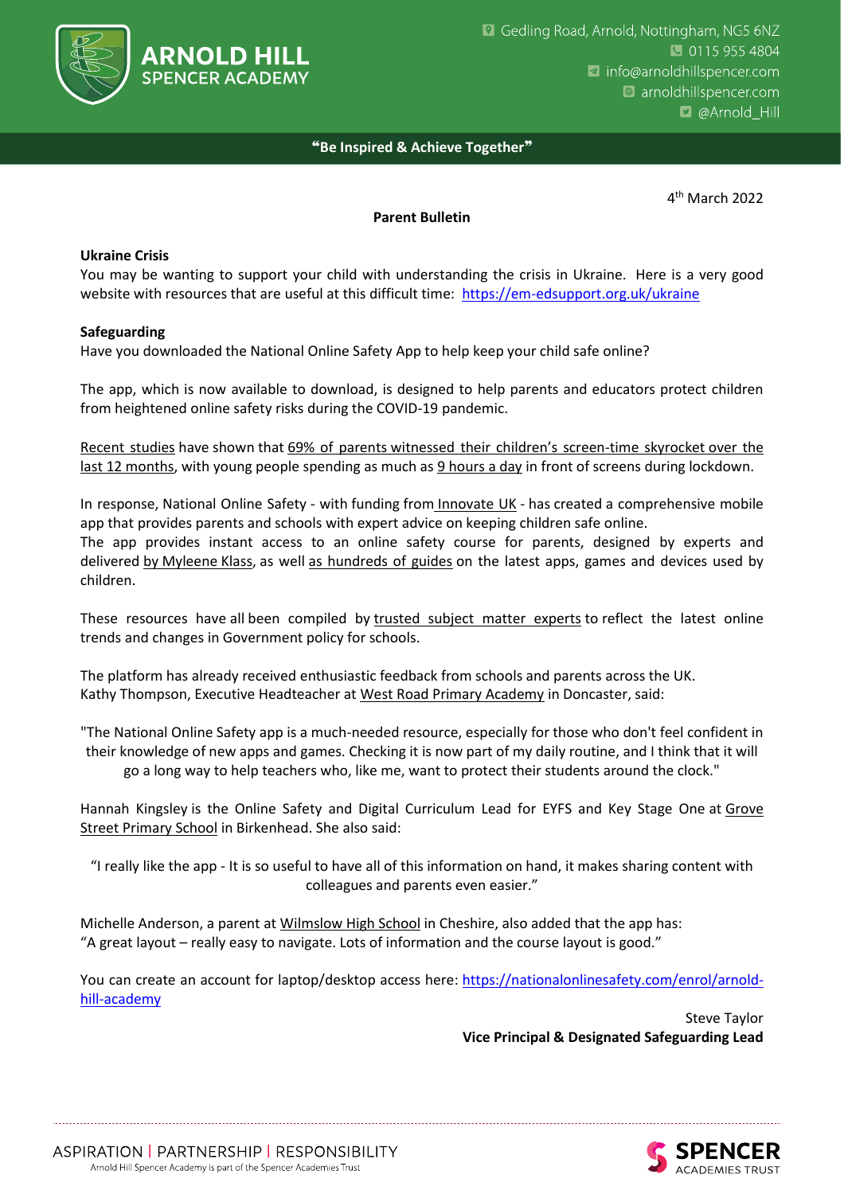# ARNOLD HILL SPENCER ACADEMY

Gedling Road, Arnold, Nottingham, NG5 6NZ
0115 955 4804
info@arnoldhillspencer.com
arnoldhillspencer.com
@Arnold_Hill

**"Be Inspired & Achieve Together"**

4th March 2022

**Parent Bulletin**

**Ukraine Crisis**

You may be wanting to support your child with understanding the crisis in Ukraine. Here is a very good website with resources that are useful at this difficult time: https://em-edsupport.org.uk/ukraine

**Safeguarding**

Have you downloaded the National Online Safety App to help keep your child safe online?

The app, which is now available to download, is designed to help parents and educators protect children from heightened online safety risks during the COVID-19 pandemic.

Recent studies have shown that 69% of parents witnessed their children's screen-time skyrocket over the last 12 months, with young people spending as much as 9 hours a day in front of screens during lockdown.

In response, National Online Safety - with funding from Innovate UK - has created a comprehensive mobile app that provides parents and schools with expert advice on keeping children safe online.
The app provides instant access to an online safety course for parents, designed by experts and delivered by Myleene Klass, as well as hundreds of guides on the latest apps, games and devices used by children.

These resources have all been compiled by trusted subject matter experts to reflect the latest online trends and changes in Government policy for schools.

The platform has already received enthusiastic feedback from schools and parents across the UK.
Kathy Thompson, Executive Headteacher at West Road Primary Academy in Doncaster, said:

"The National Online Safety app is a much-needed resource, especially for those who don't feel confident in their knowledge of new apps and games. Checking it is now part of my daily routine, and I think that it will go a long way to help teachers who, like me, want to protect their students around the clock."

Hannah Kingsley is the Online Safety and Digital Curriculum Lead for EYFS and Key Stage One at Grove Street Primary School in Birkenhead. She also said:

"I really like the app - It is so useful to have all of this information on hand, it makes sharing content with colleagues and parents even easier."

Michelle Anderson, a parent at Wilmslow High School in Cheshire, also added that the app has:
"A great layout – really easy to navigate. Lots of information and the course layout is good."

You can create an account for laptop/desktop access here: https://nationalonlinesafety.com/enrol/arnold-hill-academy

Steve Taylor
**Vice Principal & Designated Safeguarding Lead**

ASPIRATION | PARTNERSHIP | RESPONSIBILITY
Arnold Hill Spencer Academy is part of the Spencer Academies Trust

SPENCER ACADEMIES TRUST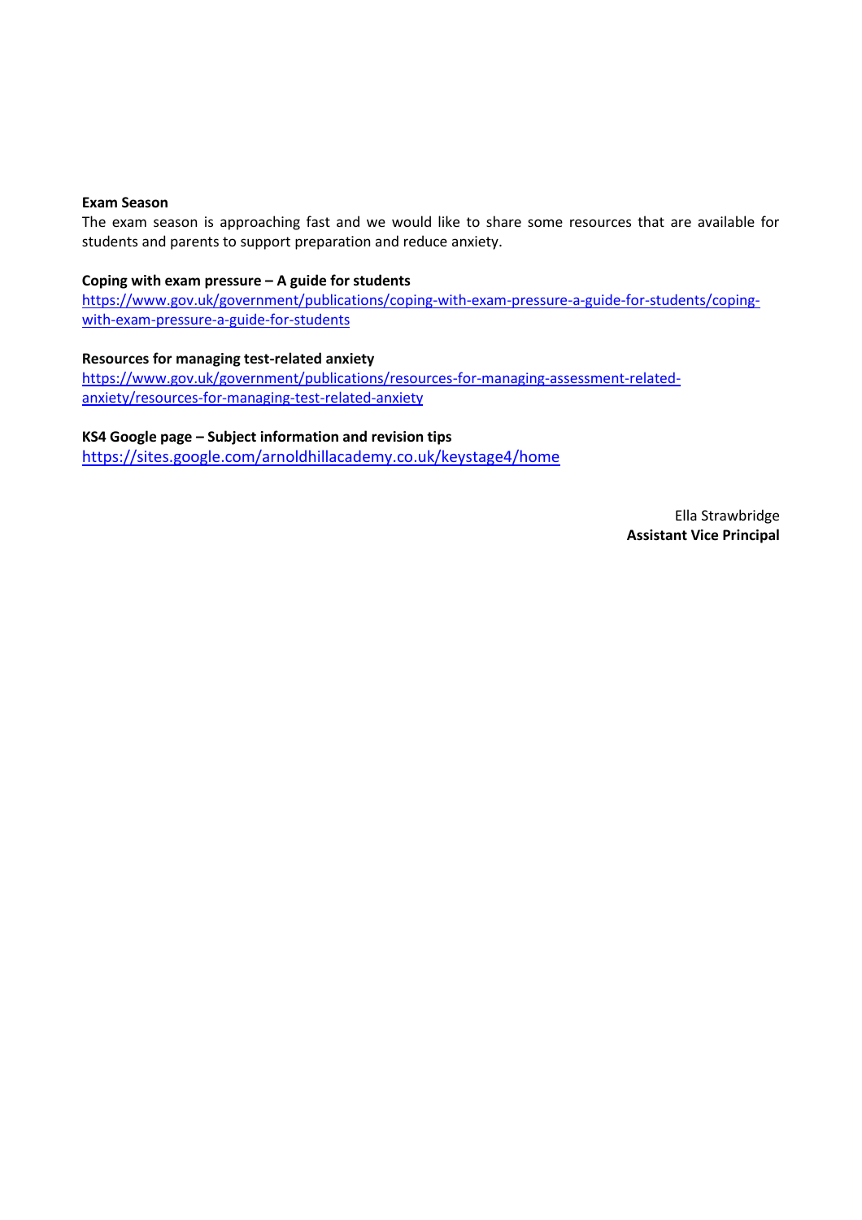**Exam Season**

The exam season is approaching fast and we would like to share some resources that are available for students and parents to support preparation and reduce anxiety.

**Coping with exam pressure – A guide for students**

https://www.gov.uk/government/publications/coping-with-exam-pressure-a-guide-for-students/coping-with-exam-pressure-a-guide-for-students

**Resources for managing test-related anxiety**

https://www.gov.uk/government/publications/resources-for-managing-assessment-related-anxiety/resources-for-managing-test-related-anxiety

**KS4 Google page – Subject information and revision tips**

https://sites.google.com/arnoldhillacademy.co.uk/keystage4/home

Ella Strawbridge
**Assistant Vice Principal**